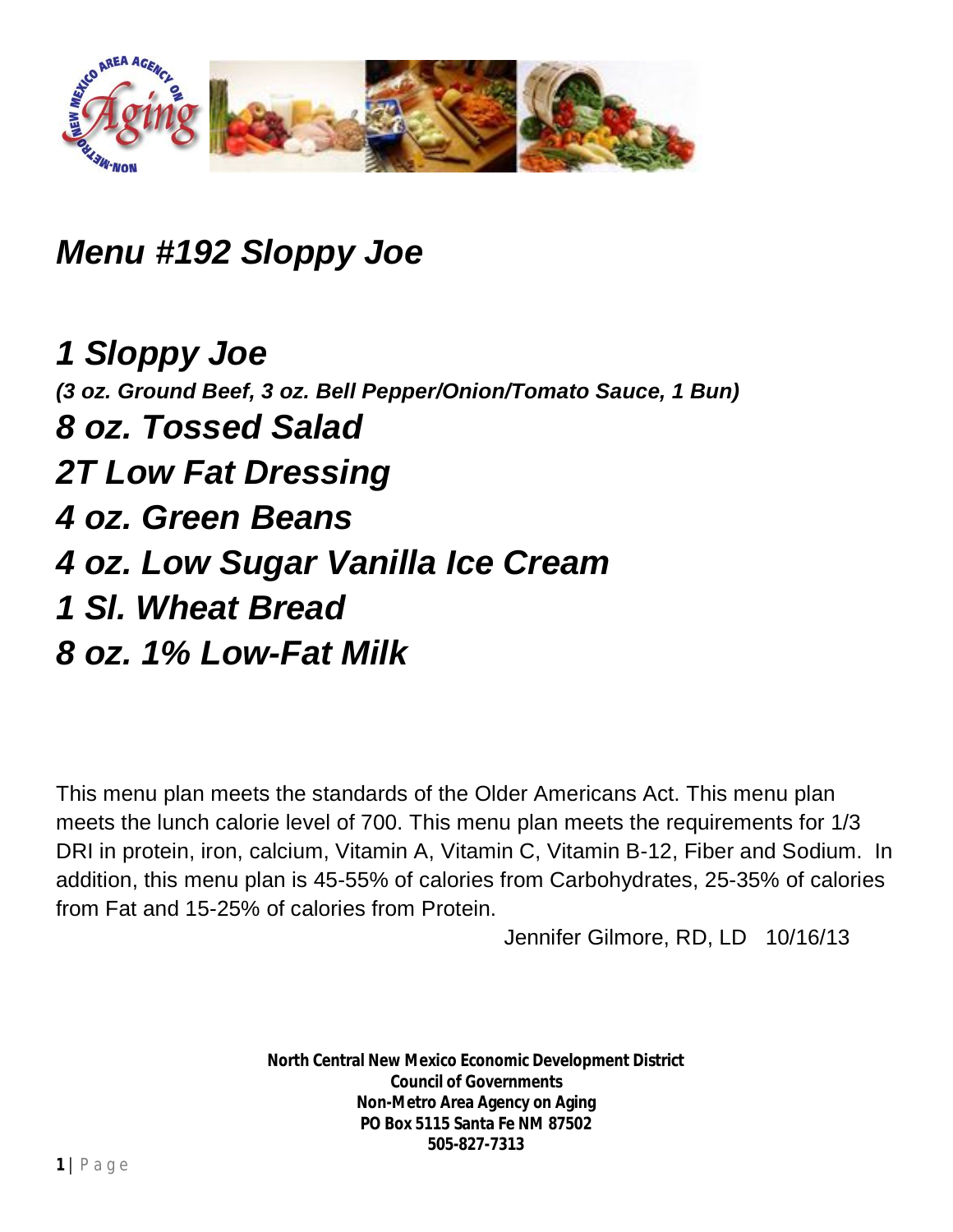# *Menu #192 Sloppy Joe*

## *1 Sloppy Joe*

***(3 oz. Ground Beef, 3 oz. Bell Pepper/Onion/Tomato Sauce, 1 Bun)***

## *8 oz. Tossed Salad*

## *2T Low Fat Dressing*

## *4 oz. Green Beans*

## *4 oz. Low Sugar Vanilla Ice Cream*

## *1 Sl. Wheat Bread*

## *8 oz. 1% Low-Fat Milk*

This menu plan meets the standards of the Older Americans Act. This menu plan meets the lunch calorie level of 700. This menu plan meets the requirements for 1/3 DRI in protein, iron, calcium, Vitamin A, Vitamin C, Vitamin B-12, Fiber and Sodium. In addition, this menu plan is 45-55% of calories from Carbohydrates, 25-35% of calories from Fat and 15-25% of calories from Protein.

Jennifer Gilmore, RD, LD 10/16/13

**North Central New Mexico Economic Development District**
**Council of Governments**
**Non-Metro Area Agency on Aging**
**PO Box 5115 Santa Fe NM 87502**
**505-827-7313**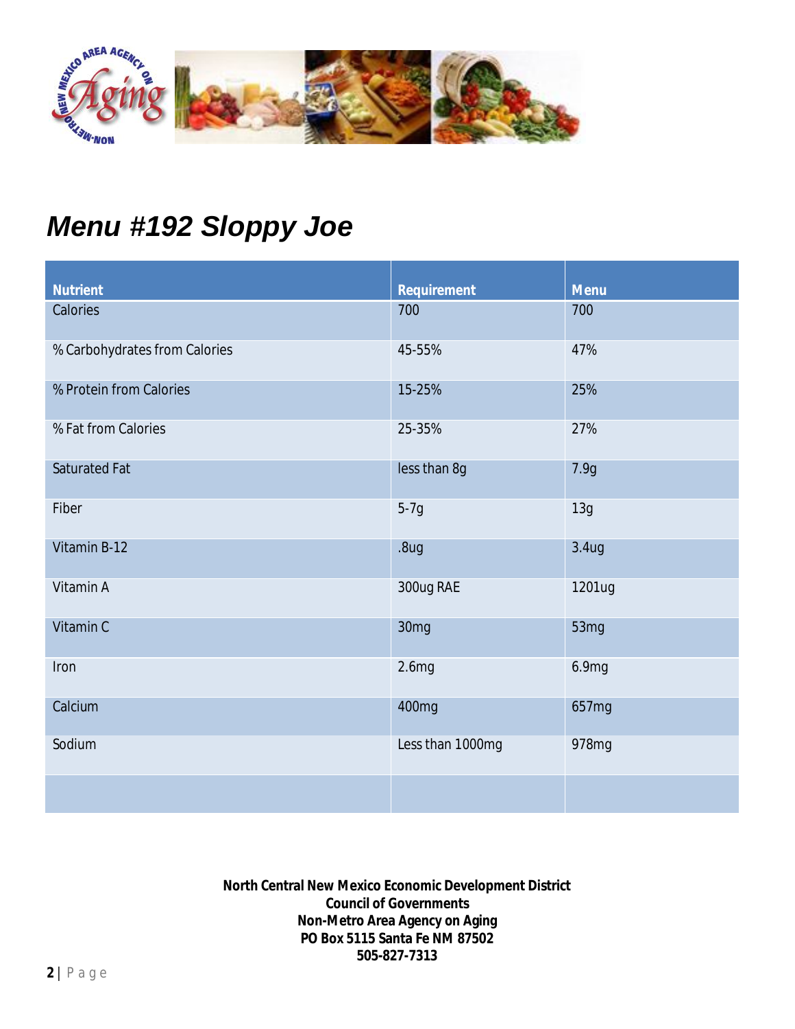# *Menu #192 Sloppy Joe*

| Nutrient | Requirement | Menu |
|---|---|---|
| Calories | 700 | 700 |
| % Carbohydrates from Calories | 45-55% | 47% |
| % Protein from Calories | 15-25% | 25% |
| % Fat from Calories | 25-35% | 27% |
| Saturated Fat | less than 8g | 7.9g |
| Fiber | 5-7g | 13g |
| Vitamin B-12 | .8ug | 3.4ug |
| Vitamin A | 300ug RAE | 1201ug |
| Vitamin C | 30mg | 53mg |
| Iron | 2.6mg | 6.9mg |
| Calcium | 400mg | 657mg |
| Sodium | Less than 1000mg | 978mg |
| | | |

**North Central New Mexico Economic Development District**
**Council of Governments**
**Non-Metro Area Agency on Aging**
**PO Box 5115 Santa Fe NM 87502**
**505-827-7313**